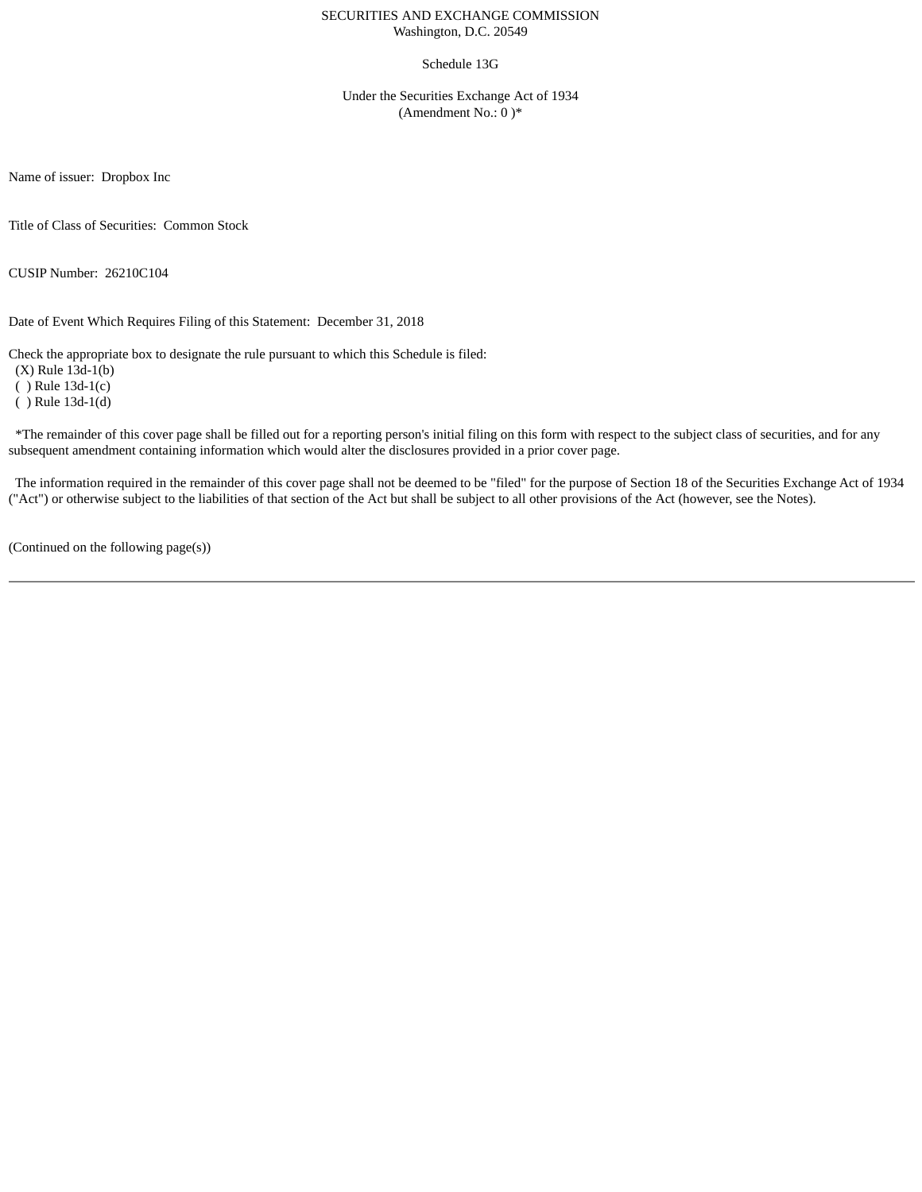SECURITIES AND EXCHANGE COMMISSION
Washington, D.C. 20549

Schedule 13G

Under the Securities Exchange Act of 1934
(Amendment No.: 0 )*

Name of issuer: Dropbox Inc

Title of Class of Securities: Common Stock

CUSIP Number: 26210C104

Date of Event Which Requires Filing of this Statement: December 31, 2018

Check the appropriate box to designate the rule pursuant to which this Schedule is filed:
(X) Rule 13d-1(b)
( ) Rule 13d-1(c)
( ) Rule 13d-1(d)

*The remainder of this cover page shall be filled out for a reporting person's initial filing on this form with respect to the subject class of securities, and for any subsequent amendment containing information which would alter the disclosures provided in a prior cover page.

The information required in the remainder of this cover page shall not be deemed to be "filed" for the purpose of Section 18 of the Securities Exchange Act of 1934 ("Act") or otherwise subject to the liabilities of that section of the Act but shall be subject to all other provisions of the Act (however, see the Notes).

(Continued on the following page(s))

---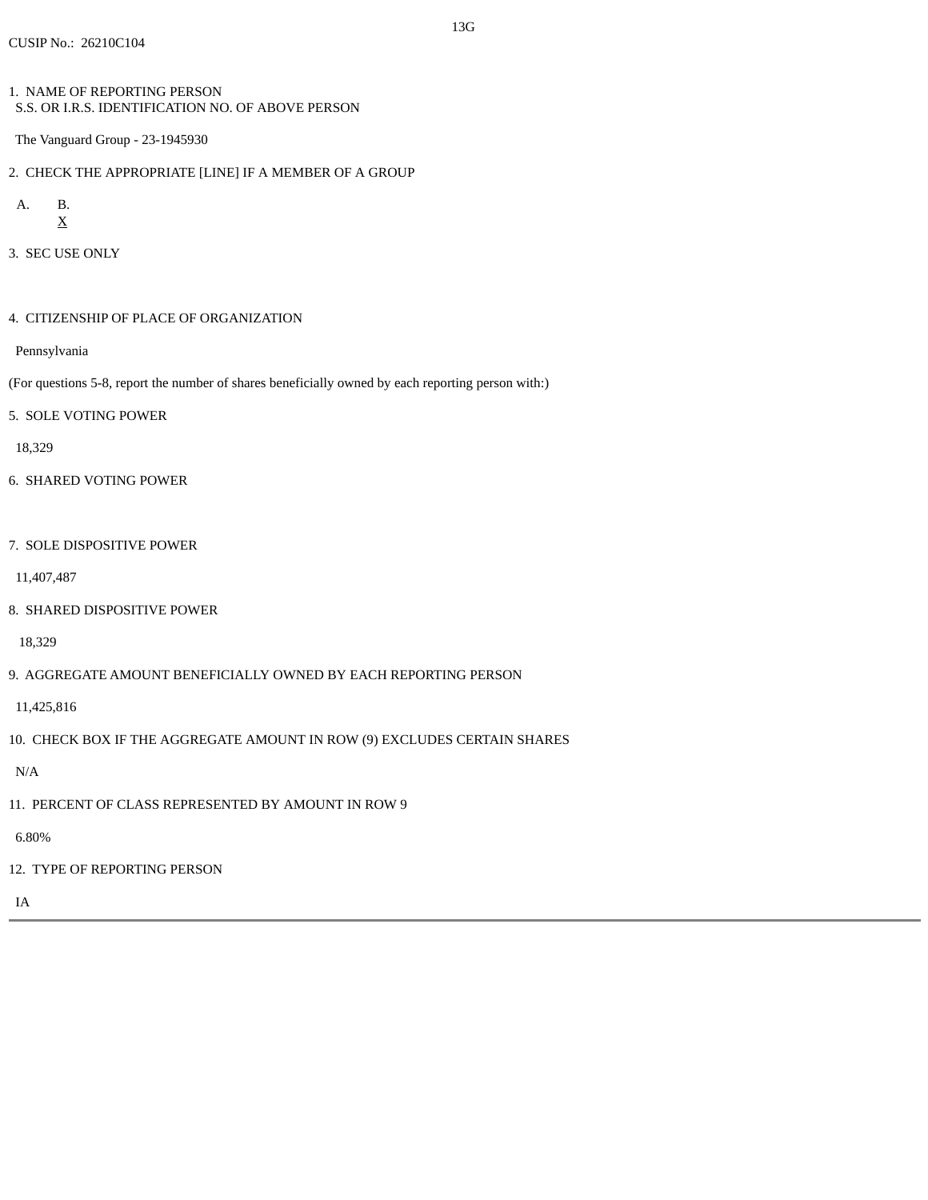CUSIP No.: 26210C104

1. NAME OF REPORTING PERSON
S.S. OR I.R.S. IDENTIFICATION NO. OF ABOVE PERSON

The Vanguard Group - 23-1945930

2. CHECK THE APPROPRIATE [LINE] IF A MEMBER OF A GROUP

A. B.
X

3. SEC USE ONLY

4. CITIZENSHIP OF PLACE OF ORGANIZATION

Pennsylvania

(For questions 5-8, report the number of shares beneficially owned by each reporting person with:)

5. SOLE VOTING POWER

18,329

6. SHARED VOTING POWER

7. SOLE DISPOSITIVE POWER

11,407,487

8. SHARED DISPOSITIVE POWER

18,329

9. AGGREGATE AMOUNT BENEFICIALLY OWNED BY EACH REPORTING PERSON

11,425,816

10. CHECK BOX IF THE AGGREGATE AMOUNT IN ROW (9) EXCLUDES CERTAIN SHARES

N/A

11. PERCENT OF CLASS REPRESENTED BY AMOUNT IN ROW 9

6.80%

12. TYPE OF REPORTING PERSON

IA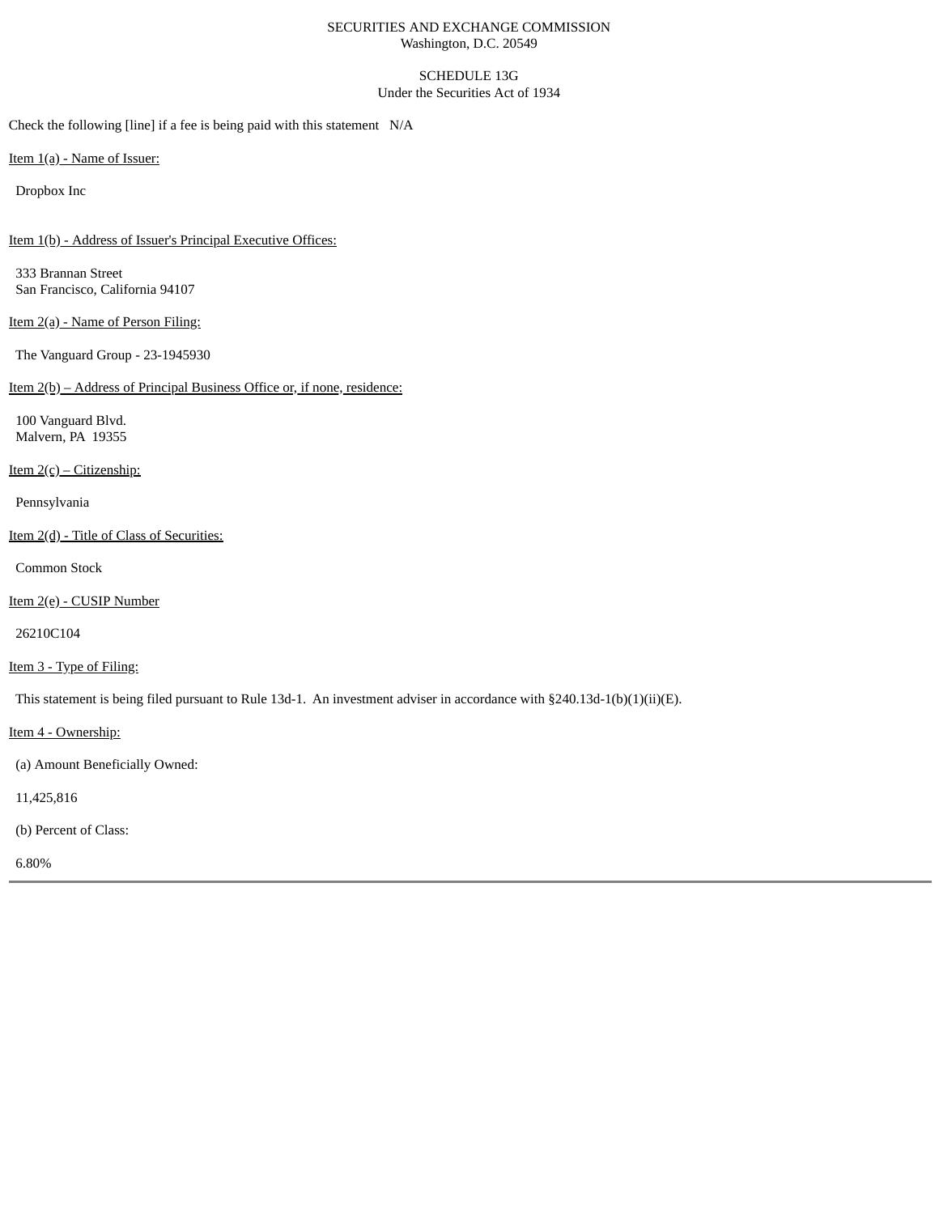SECURITIES AND EXCHANGE COMMISSION
Washington, D.C. 20549

SCHEDULE 13G
Under the Securities Act of 1934

Check the following [line] if a fee is being paid with this statement N/A

Item 1(a) - Name of Issuer:

Dropbox Inc

Item 1(b) - Address of Issuer's Principal Executive Offices:

333 Brannan Street
San Francisco, California 94107

Item 2(a) - Name of Person Filing:

The Vanguard Group - 23-1945930

Item 2(b) – Address of Principal Business Office or, if none, residence:

100 Vanguard Blvd.
Malvern, PA 19355

Item 2(c) – Citizenship:

Pennsylvania

Item 2(d) - Title of Class of Securities:

Common Stock

Item 2(e) - CUSIP Number

26210C104

Item 3 - Type of Filing:

This statement is being filed pursuant to Rule 13d-1. An investment adviser in accordance with §240.13d-1(b)(1)(ii)(E).

Item 4 - Ownership:

(a) Amount Beneficially Owned:

11,425,816

(b) Percent of Class:

6.80%

---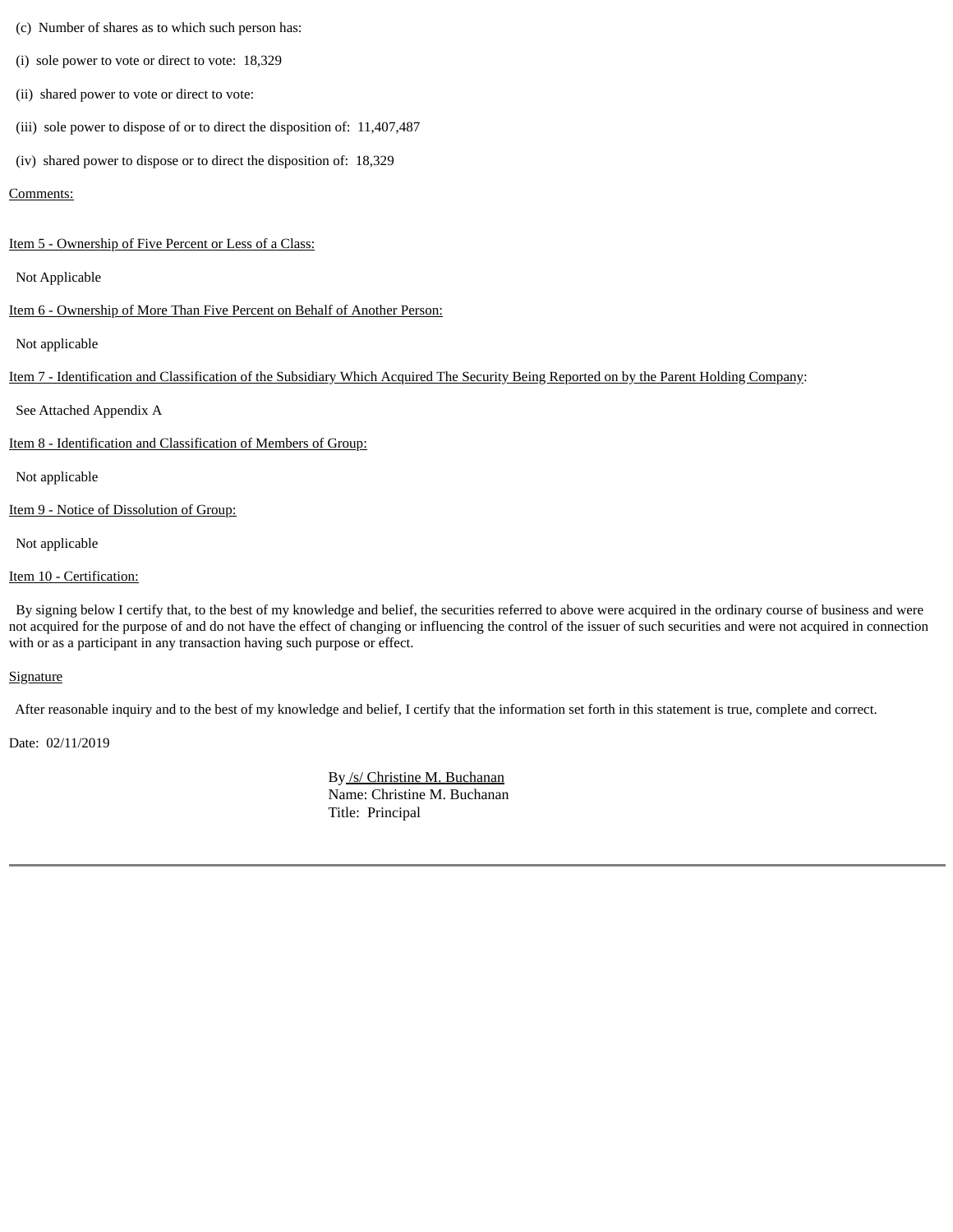(c) Number of shares as to which such person has:

(i) sole power to vote or direct to vote: 18,329

(ii) shared power to vote or direct to vote:

(iii) sole power to dispose of or to direct the disposition of: 11,407,487

(iv) shared power to dispose or to direct the disposition of: 18,329

Comments:

Item 5 - Ownership of Five Percent or Less of a Class:

Not Applicable

Item 6 - Ownership of More Than Five Percent on Behalf of Another Person:

Not applicable

Item 7 - Identification and Classification of the Subsidiary Which Acquired The Security Being Reported on by the Parent Holding Company:

See Attached Appendix A

Item 8 - Identification and Classification of Members of Group:

Not applicable

Item 9 - Notice of Dissolution of Group:

Not applicable

Item 10 - Certification:

By signing below I certify that, to the best of my knowledge and belief, the securities referred to above were acquired in the ordinary course of business and were not acquired for the purpose of and do not have the effect of changing or influencing the control of the issuer of such securities and were not acquired in connection with or as a participant in any transaction having such purpose or effect.

Signature

After reasonable inquiry and to the best of my knowledge and belief, I certify that the information set forth in this statement is true, complete and correct.

Date: 02/11/2019

By /s/ Christine M. Buchanan
Name: Christine M. Buchanan
Title: Principal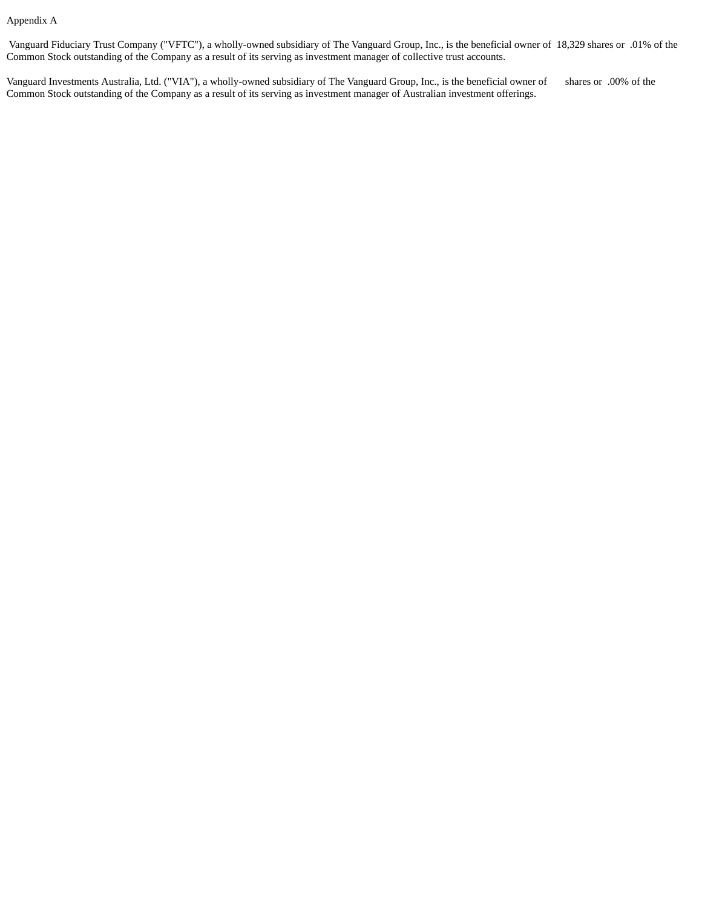Appendix A

Vanguard Fiduciary Trust Company ("VFTC"), a wholly-owned subsidiary of The Vanguard Group, Inc., is the beneficial owner of 18,329 shares or .01% of the Common Stock outstanding of the Company as a result of its serving as investment manager of collective trust accounts.

Vanguard Investments Australia, Ltd. ("VIA"), a wholly-owned subsidiary of The Vanguard Group, Inc., is the beneficial owner of shares or .00% of the Common Stock outstanding of the Company as a result of its serving as investment manager of Australian investment offerings.